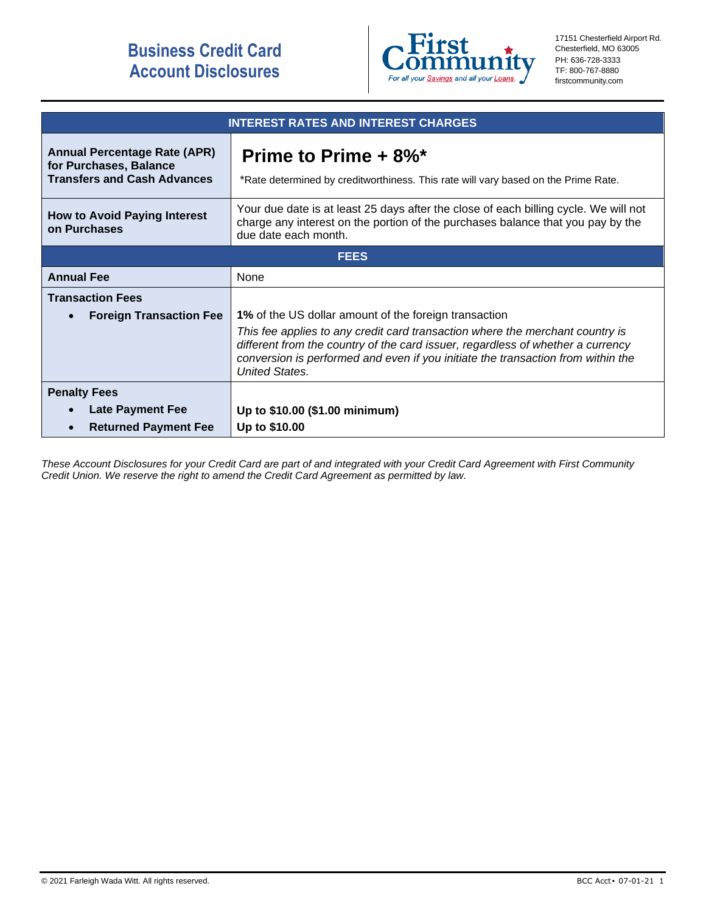# Business Credit Card Account Disclosures

First Community
*For all your Savings and all your Loans.*

17151 Chesterfield Airport Rd.
Chesterfield, MO 63005
PH: 636-728-3333
TF: 800-767-8880
firstcommunity.com

| INTEREST RATES AND INTEREST CHARGES | |
|---|---|
| **Annual Percentage Rate (APR) for Purchases, Balance Transfers and Cash Advances** | **Prime to Prime + 8%*** <br> *Rate determined by creditworthiness. This rate will vary based on the Prime Rate. |
| **How to Avoid Paying Interest on Purchases** | Your due date is at least 25 days after the close of each billing cycle. We will not charge any interest on the portion of the purchases balance that you pay by the due date each month. |
| **FEES** | |
| **Annual Fee** | None |
| **Transaction Fees** <br> • **Foreign Transaction Fee** | **1%** of the US dollar amount of the foreign transaction <br> *This fee applies to any credit card transaction where the merchant country is different from the country of the card issuer, regardless of whether a currency conversion is performed and even if you initiate the transaction from within the United States.* |
| **Penalty Fees** <br> • **Late Payment Fee** <br> • **Returned Payment Fee** | <br> **Up to $10.00 ($1.00 minimum)** <br> **Up to $10.00** |

*These Account Disclosures for your Credit Card are part of and integrated with your Credit Card Agreement with First Community Credit Union. We reserve the right to amend the Credit Card Agreement as permitted by law.*

© 2021 Farleigh Wada Witt. All rights reserved.

BCC Acct• 07-01-21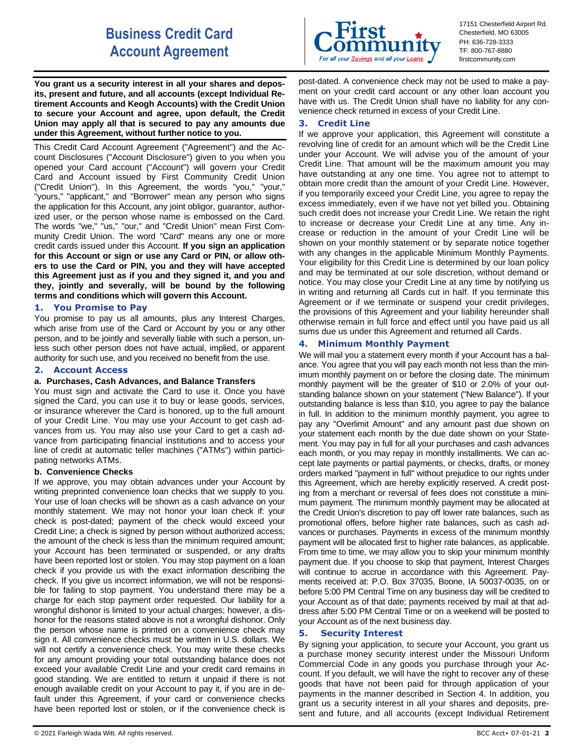# Business Credit Card Account Agreement

17151 Chesterfield Airport Rd.
Chesterfield, MO 63005
PH: 636-728-3333
TF: 800-767-8880
firstcommunity.com

**You grant us a security interest in all your shares and deposits, present and future, and all accounts (except Individual Retirement Accounts and Keogh Accounts) with the Credit Union to secure your Account and agree, upon default, the Credit Union may apply all that is secured to pay any amounts due under this Agreement, without further notice to you.**

This Credit Card Account Agreement ("Agreement") and the Account Disclosures ("Account Disclosure") given to you when you opened your Card account ("Account") will govern your Credit Card and Account issued by First Community Credit Union ("Credit Union"). In this Agreement, the words "you," "your," "yours," "applicant," and "Borrower" mean any person who signs the application for this Account, any joint obligor, guarantor, authorized user, or the person whose name is embossed on the Card. The words "we," "us," "our," and "Credit Union" mean First Community Credit Union. The word "Card" means any one or more credit cards issued under this Account. **If you sign an application for this Account or sign or use any Card or PIN, or allow others to use the Card or PIN, you and they will have accepted this Agreement just as if you and they signed it, and you and they, jointly and severally, will be bound by the following terms and conditions which will govern this Account.**

## 1. You Promise to Pay

You promise to pay us all amounts, plus any Interest Charges, which arise from use of the Card or Account by you or any other person, and to be jointly and severally liable with such a person, unless such other person does not have actual, implied, or apparent authority for such use, and you received no benefit from the use.

## 2. Account Access

### a. Purchases, Cash Advances, and Balance Transfers

You must sign and activate the Card to use it. Once you have signed the Card, you can use it to buy or lease goods, services, or insurance wherever the Card is honored, up to the full amount of your Credit Line. You may use your Account to get cash advances from us. You may also use your Card to get a cash advance from participating financial institutions and to access your line of credit at automatic teller machines ("ATMs") within participating networks ATMs.

### b. Convenience Checks

If we approve, you may obtain advances under your Account by writing preprinted convenience loan checks that we supply to you. Your use of loan checks will be shown as a cash advance on your monthly statement. We may not honor your loan check if: your check is post-dated; payment of the check would exceed your Credit Line; a check is signed by person without authorized access; the amount of the check is less than the minimum required amount; your Account has been terminated or suspended, or any drafts have been reported lost or stolen. You may stop payment on a loan check if you provide us with the exact information describing the check. If you give us incorrect information, we will not be responsible for failing to stop payment. You understand there may be a charge for each stop payment order requested. Our liability for a wrongful dishonor is limited to your actual charges; however, a dishonor for the reasons stated above is not a wrongful dishonor. Only the person whose name is printed on a convenience check may sign it. All convenience checks must be written in U.S. dollars. We will not certify a convenience check. You may write these checks for any amount providing your total outstanding balance does not exceed your available Credit Line and your credit card remains in good standing. We are entitled to return it unpaid if there is not enough available credit on your Account to pay it, if you are in default under this Agreement, if your card or convenience checks have been reported lost or stolen, or if the convenience check is post-dated. A convenience check may not be used to make a payment on your credit card account or any other loan account you have with us. The Credit Union shall have no liability for any convenience check returned in excess of your Credit Line.

## 3. Credit Line

If we approve your application, this Agreement will constitute a revolving line of credit for an amount which will be the Credit Line under your Account. We will advise you of the amount of your Credit Line. That amount will be the maximum amount you may have outstanding at any one time. You agree not to attempt to obtain more credit than the amount of your Credit Line. However, if you temporarily exceed your Credit Line, you agree to repay the excess immediately, even if we have not yet billed you. Obtaining such credit does not increase your Credit Line. We retain the right to increase or decrease your Credit Line at any time. Any increase or reduction in the amount of your Credit Line will be shown on your monthly statement or by separate notice together with any changes in the applicable Minimum Monthly Payments. Your eligibility for this Credit Line is determined by our loan policy and may be terminated at our sole discretion, without demand or notice. You may close your Credit Line at any time by notifying us in writing and returning all Cards cut in half. If you terminate this Agreement or if we terminate or suspend your credit privileges, the provisions of this Agreement and your liability hereunder shall otherwise remain in full force and effect until you have paid us all sums due us under this Agreement and returned all Cards.

## 4. Minimum Monthly Payment

We will mail you a statement every month if your Account has a balance. You agree that you will pay each month not less than the minimum monthly payment on or before the closing date. The minimum monthly payment will be the greater of $10 or 2.0% of your outstanding balance shown on your statement ("New Balance"). If your outstanding balance is less than $10, you agree to pay the balance in full. In addition to the minimum monthly payment, you agree to pay any "Overlimit Amount" and any amount past due shown on your statement each month by the due date shown on your Statement. You may pay in full for all your purchases and cash advances each month, or you may repay in monthly installments. We can accept late payments or partial payments, or checks, drafts, or money orders marked "payment in full" without prejudice to our rights under this Agreement, which are hereby explicitly reserved. A credit posting from a merchant or reversal of fees does not constitute a minimum payment. The minimum monthly payment may be allocated at the Credit Union's discretion to pay off lower rate balances, such as promotional offers, before higher rate balances, such as cash advances or purchases. Payments in excess of the minimum monthly payment will be allocated first to higher rate balances, as applicable. From time to time, we may allow you to skip your minimum monthly payment due. If you choose to skip that payment, Interest Charges will continue to accrue in accordance with this Agreement. Payments received at: P.O. Box 37035, Boone, IA 50037-0035, on or before 5:00 PM Central Time on any business day will be credited to your Account as of that date; payments received by mail at that address after 5:00 PM Central Time or on a weekend will be posted to your Account as of the next business day.

## 5. Security Interest

By signing your application, to secure your Account, you grant us a purchase money security interest under the Missouri Uniform Commercial Code in any goods you purchase through your Account. If you default, we will have the right to recover any of these goods that have not been paid for through application of your payments in the manner described in Section 4. In addition, you grant us a security interest in all your shares and deposits, present and future, and all accounts (except Individual Retirement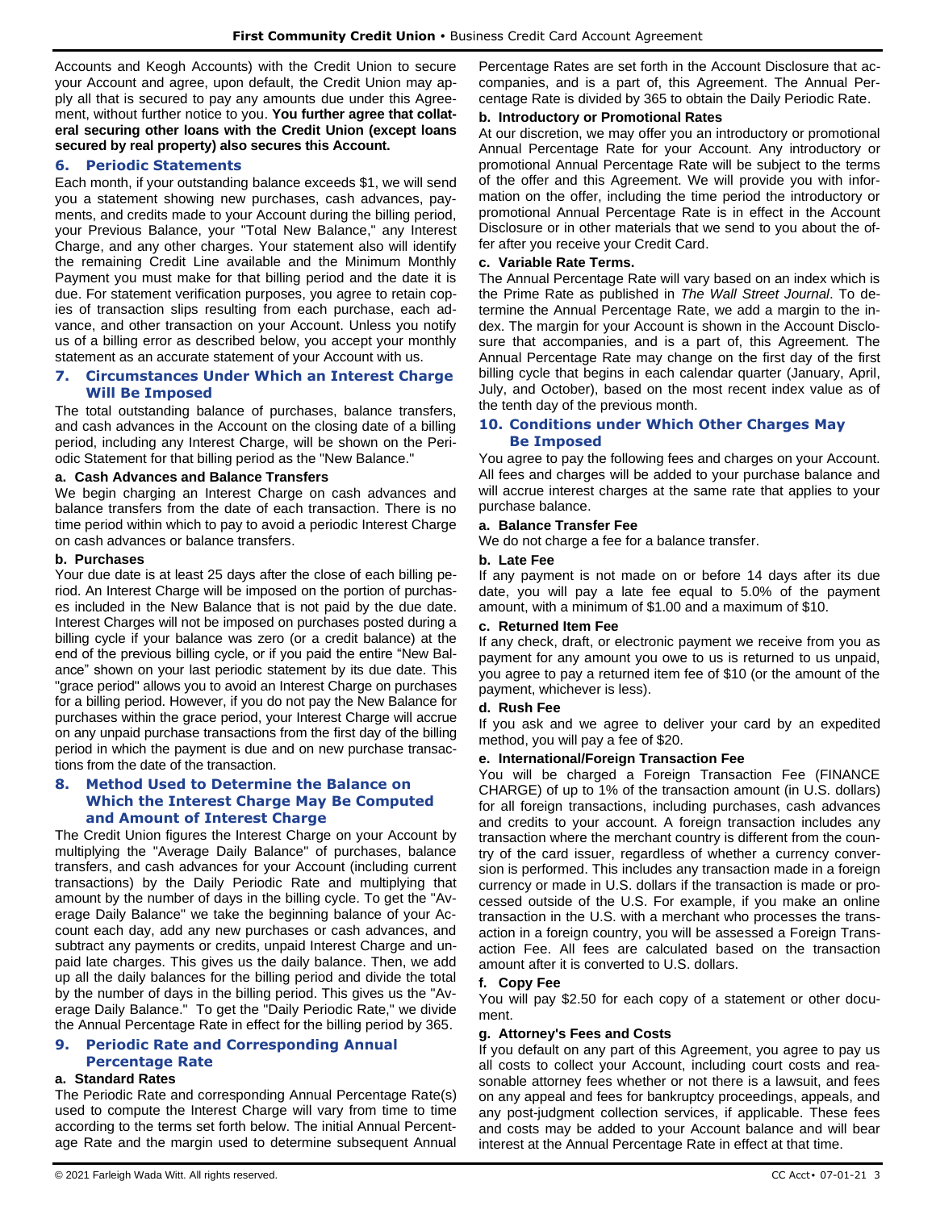Accounts and Keogh Accounts) with the Credit Union to secure your Account and agree, upon default, the Credit Union may apply all that is secured to pay any amounts due under this Agreement, without further notice to you. **You further agree that collateral securing other loans with the Credit Union (except loans secured by real property) also secures this Account.**

## 6. Periodic Statements

Each month, if your outstanding balance exceeds $1, we will send you a statement showing new purchases, cash advances, payments, and credits made to your Account during the billing period, your Previous Balance, your "Total New Balance," any Interest Charge, and any other charges. Your statement also will identify the remaining Credit Line available and the Minimum Monthly Payment you must make for that billing period and the date it is due. For statement verification purposes, you agree to retain copies of transaction slips resulting from each purchase, each advance, and other transaction on your Account. Unless you notify us of a billing error as described below, you accept your monthly statement as an accurate statement of your Account with us.

## 7. Circumstances Under Which an Interest Charge Will Be Imposed

The total outstanding balance of purchases, balance transfers, and cash advances in the Account on the closing date of a billing period, including any Interest Charge, will be shown on the Periodic Statement for that billing period as the "New Balance."

### a. Cash Advances and Balance Transfers

We begin charging an Interest Charge on cash advances and balance transfers from the date of each transaction. There is no time period within which to pay to avoid a periodic Interest Charge on cash advances or balance transfers.

### b. Purchases

Your due date is at least 25 days after the close of each billing period. An Interest Charge will be imposed on the portion of purchases included in the New Balance that is not paid by the due date. Interest Charges will not be imposed on purchases posted during a billing cycle if your balance was zero (or a credit balance) at the end of the previous billing cycle, or if you paid the entire "New Balance" shown on your last periodic statement by its due date. This "grace period" allows you to avoid an Interest Charge on purchases for a billing period. However, if you do not pay the New Balance for purchases within the grace period, your Interest Charge will accrue on any unpaid purchase transactions from the first day of the billing period in which the payment is due and on new purchase transactions from the date of the transaction.

## 8. Method Used to Determine the Balance on Which the Interest Charge May Be Computed and Amount of Interest Charge

The Credit Union figures the Interest Charge on your Account by multiplying the "Average Daily Balance" of purchases, balance transfers, and cash advances for your Account (including current transactions) by the Daily Periodic Rate and multiplying that amount by the number of days in the billing cycle. To get the "Average Daily Balance" we take the beginning balance of your Account each day, add any new purchases or cash advances, and subtract any payments or credits, unpaid Interest Charge and unpaid late charges. This gives us the daily balance. Then, we add up all the daily balances for the billing period and divide the total by the number of days in the billing period. This gives us the "Average Daily Balance." To get the "Daily Periodic Rate," we divide the Annual Percentage Rate in effect for the billing period by 365.

## 9. Periodic Rate and Corresponding Annual Percentage Rate

### a. Standard Rates

The Periodic Rate and corresponding Annual Percentage Rate(s) used to compute the Interest Charge will vary from time to time according to the terms set forth below. The initial Annual Percentage Rate and the margin used to determine subsequent Annual Percentage Rates are set forth in the Account Disclosure that accompanies, and is a part of, this Agreement. The Annual Percentage Rate is divided by 365 to obtain the Daily Periodic Rate.

### b. Introductory or Promotional Rates

At our discretion, we may offer you an introductory or promotional Annual Percentage Rate for your Account. Any introductory or promotional Annual Percentage Rate will be subject to the terms of the offer and this Agreement. We will provide you with information on the offer, including the time period the introductory or promotional Annual Percentage Rate is in effect in the Account Disclosure or in other materials that we send to you about the offer after you receive your Credit Card.

### c. Variable Rate Terms.

The Annual Percentage Rate will vary based on an index which is the Prime Rate as published in *The Wall Street Journal*. To determine the Annual Percentage Rate, we add a margin to the index. The margin for your Account is shown in the Account Disclosure that accompanies, and is a part of, this Agreement. The Annual Percentage Rate may change on the first day of the first billing cycle that begins in each calendar quarter (January, April, July, and October), based on the most recent index value as of the tenth day of the previous month.

## 10. Conditions under Which Other Charges May Be Imposed

You agree to pay the following fees and charges on your Account. All fees and charges will be added to your purchase balance and will accrue interest charges at the same rate that applies to your purchase balance.

### a. Balance Transfer Fee

We do not charge a fee for a balance transfer.

### b. Late Fee

If any payment is not made on or before 14 days after its due date, you will pay a late fee equal to 5.0% of the payment amount, with a minimum of $1.00 and a maximum of $10.

### c. Returned Item Fee

If any check, draft, or electronic payment we receive from you as payment for any amount you owe to us is returned to us unpaid, you agree to pay a returned item fee of $10 (or the amount of the payment, whichever is less).

### d. Rush Fee

If you ask and we agree to deliver your card by an expedited method, you will pay a fee of $20.

### e. International/Foreign Transaction Fee

You will be charged a Foreign Transaction Fee (FINANCE CHARGE) of up to 1% of the transaction amount (in U.S. dollars) for all foreign transactions, including purchases, cash advances and credits to your account. A foreign transaction includes any transaction where the merchant country is different from the country of the card issuer, regardless of whether a currency conversion is performed. This includes any transaction made in a foreign currency or made in U.S. dollars if the transaction is made or processed outside of the U.S. For example, if you make an online transaction in the U.S. with a merchant who processes the transaction in a foreign country, you will be assessed a Foreign Transaction Fee. All fees are calculated based on the transaction amount after it is converted to U.S. dollars.

### f. Copy Fee

You will pay $2.50 for each copy of a statement or other document.

### g. Attorney's Fees and Costs

If you default on any part of this Agreement, you agree to pay us all costs to collect your Account, including court costs and reasonable attorney fees whether or not there is a lawsuit, and fees on any appeal and fees for bankruptcy proceedings, appeals, and any post-judgment collection services, if applicable. These fees and costs may be added to your Account balance and will bear interest at the Annual Percentage Rate in effect at that time.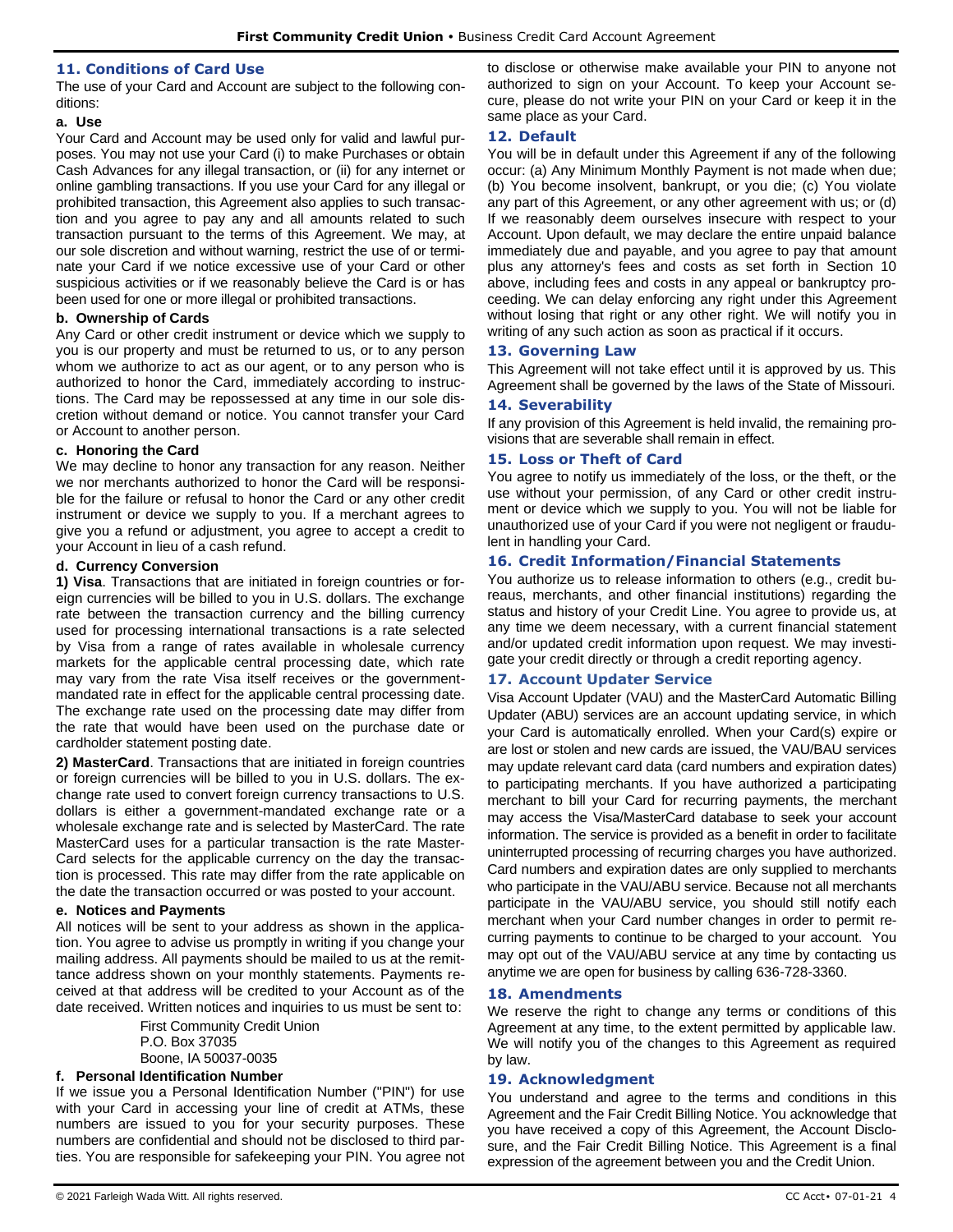## 11. Conditions of Card Use

The use of your Card and Account are subject to the following conditions:

### a. Use

Your Card and Account may be used only for valid and lawful purposes. You may not use your Card (i) to make Purchases or obtain Cash Advances for any illegal transaction, or (ii) for any internet or online gambling transactions. If you use your Card for any illegal or prohibited transaction, this Agreement also applies to such transaction and you agree to pay any and all amounts related to such transaction pursuant to the terms of this Agreement. We may, at our sole discretion and without warning, restrict the use of or terminate your Card if we notice excessive use of your Card or other suspicious activities or if we reasonably believe the Card is or has been used for one or more illegal or prohibited transactions.

### b. Ownership of Cards

Any Card or other credit instrument or device which we supply to you is our property and must be returned to us, or to any person whom we authorize to act as our agent, or to any person who is authorized to honor the Card, immediately according to instructions. The Card may be repossessed at any time in our sole discretion without demand or notice. You cannot transfer your Card or Account to another person.

### c. Honoring the Card

We may decline to honor any transaction for any reason. Neither we nor merchants authorized to honor the Card will be responsible for the failure or refusal to honor the Card or any other credit instrument or device we supply to you. If a merchant agrees to give you a refund or adjustment, you agree to accept a credit to your Account in lieu of a cash refund.

### d. Currency Conversion

**1) Visa**. Transactions that are initiated in foreign countries or foreign currencies will be billed to you in U.S. dollars. The exchange rate between the transaction currency and the billing currency used for processing international transactions is a rate selected by Visa from a range of rates available in wholesale currency markets for the applicable central processing date, which rate may vary from the rate Visa itself receives or the government-mandated rate in effect for the applicable central processing date. The exchange rate used on the processing date may differ from the rate that would have been used on the purchase date or cardholder statement posting date.

**2) MasterCard**. Transactions that are initiated in foreign countries or foreign currencies will be billed to you in U.S. dollars. The exchange rate used to convert foreign currency transactions to U.S. dollars is either a government-mandated exchange rate or a wholesale exchange rate and is selected by MasterCard. The rate MasterCard uses for a particular transaction is the rate MasterCard selects for the applicable currency on the day the transaction is processed. This rate may differ from the rate applicable on the date the transaction occurred or was posted to your account.

### e. Notices and Payments

All notices will be sent to your address as shown in the application. You agree to advise us promptly in writing if you change your mailing address. All payments should be mailed to us at the remittance address shown on your monthly statements. Payments received at that address will be credited to your Account as of the date received. Written notices and inquiries to us must be sent to:

First Community Credit Union
P.O. Box 37035
Boone, IA 50037-0035

### f. Personal Identification Number

If we issue you a Personal Identification Number ("PIN") for use with your Card in accessing your line of credit at ATMs, these numbers are issued to you for your security purposes. These numbers are confidential and should not be disclosed to third parties. You are responsible for safekeeping your PIN. You agree not to disclose or otherwise make available your PIN to anyone not authorized to sign on your Account. To keep your Account secure, please do not write your PIN on your Card or keep it in the same place as your Card.

## 12. Default

You will be in default under this Agreement if any of the following occur: (a) Any Minimum Monthly Payment is not made when due; (b) You become insolvent, bankrupt, or you die; (c) You violate any part of this Agreement, or any other agreement with us; or (d) If we reasonably deem ourselves insecure with respect to your Account. Upon default, we may declare the entire unpaid balance immediately due and payable, and you agree to pay that amount plus any attorney's fees and costs as set forth in Section 10 above, including fees and costs in any appeal or bankruptcy proceeding. We can delay enforcing any right under this Agreement without losing that right or any other right. We will notify you in writing of any such action as soon as practical if it occurs.

## 13. Governing Law

This Agreement will not take effect until it is approved by us. This Agreement shall be governed by the laws of the State of Missouri.

## 14. Severability

If any provision of this Agreement is held invalid, the remaining provisions that are severable shall remain in effect.

## 15. Loss or Theft of Card

You agree to notify us immediately of the loss, or the theft, or the use without your permission, of any Card or other credit instrument or device which we supply to you. You will not be liable for unauthorized use of your Card if you were not negligent or fraudulent in handling your Card.

## 16. Credit Information/Financial Statements

You authorize us to release information to others (e.g., credit bureaus, merchants, and other financial institutions) regarding the status and history of your Credit Line. You agree to provide us, at any time we deem necessary, with a current financial statement and/or updated credit information upon request. We may investigate your credit directly or through a credit reporting agency.

## 17. Account Updater Service

Visa Account Updater (VAU) and the MasterCard Automatic Billing Updater (ABU) services are an account updating service, in which your Card is automatically enrolled. When your Card(s) expire or are lost or stolen and new cards are issued, the VAU/BAU services may update relevant card data (card numbers and expiration dates) to participating merchants. If you have authorized a participating merchant to bill your Card for recurring payments, the merchant may access the Visa/MasterCard database to seek your account information. The service is provided as a benefit in order to facilitate uninterrupted processing of recurring charges you have authorized. Card numbers and expiration dates are only supplied to merchants who participate in the VAU/ABU service. Because not all merchants participate in the VAU/ABU service, you should still notify each merchant when your Card number changes in order to permit recurring payments to continue to be charged to your account. You may opt out of the VAU/ABU service at any time by contacting us anytime we are open for business by calling 636-728-3360.

## 18. Amendments

We reserve the right to change any terms or conditions of this Agreement at any time, to the extent permitted by applicable law. We will notify you of the changes to this Agreement as required by law.

## 19. Acknowledgment

You understand and agree to the terms and conditions in this Agreement and the Fair Credit Billing Notice. You acknowledge that you have received a copy of this Agreement, the Account Disclosure, and the Fair Credit Billing Notice. This Agreement is a final expression of the agreement between you and the Credit Union.